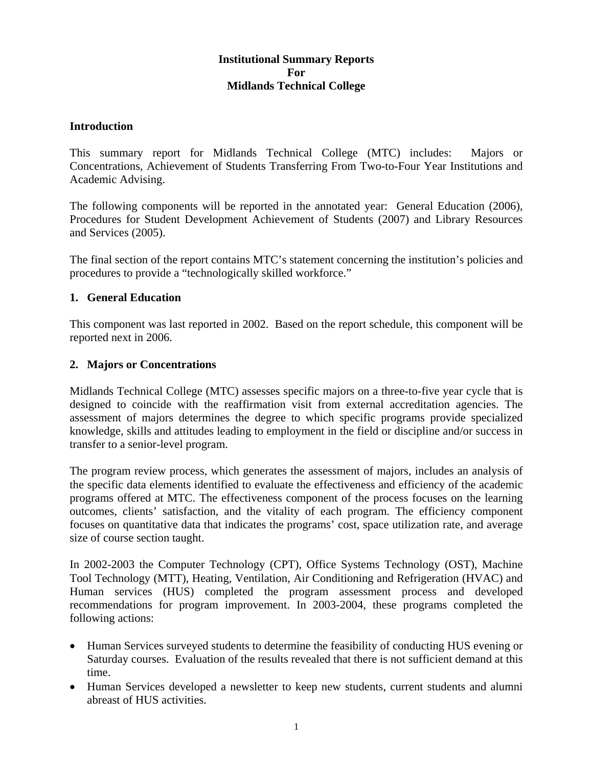# Institutional Summary Reports
# For
# Midlands Technical College

## Introduction

This summary report for Midlands Technical College (MTC) includes: Majors or Concentrations, Achievement of Students Transferring From Two-to-Four Year Institutions and Academic Advising.

The following components will be reported in the annotated year: General Education (2006), Procedures for Student Development Achievement of Students (2007) and Library Resources and Services (2005).

The final section of the report contains MTC's statement concerning the institution's policies and procedures to provide a "technologically skilled workforce."

## 1. General Education

This component was last reported in 2002. Based on the report schedule, this component will be reported next in 2006.

## 2. Majors or Concentrations

Midlands Technical College (MTC) assesses specific majors on a three-to-five year cycle that is designed to coincide with the reaffirmation visit from external accreditation agencies. The assessment of majors determines the degree to which specific programs provide specialized knowledge, skills and attitudes leading to employment in the field or discipline and/or success in transfer to a senior-level program.

The program review process, which generates the assessment of majors, includes an analysis of the specific data elements identified to evaluate the effectiveness and efficiency of the academic programs offered at MTC. The effectiveness component of the process focuses on the learning outcomes, clients' satisfaction, and the vitality of each program. The efficiency component focuses on quantitative data that indicates the programs' cost, space utilization rate, and average size of course section taught.

In 2002-2003 the Computer Technology (CPT), Office Systems Technology (OST), Machine Tool Technology (MTT), Heating, Ventilation, Air Conditioning and Refrigeration (HVAC) and Human services (HUS) completed the program assessment process and developed recommendations for program improvement. In 2003-2004, these programs completed the following actions:

- Human Services surveyed students to determine the feasibility of conducting HUS evening or Saturday courses. Evaluation of the results revealed that there is not sufficient demand at this time.
- Human Services developed a newsletter to keep new students, current students and alumni abreast of HUS activities.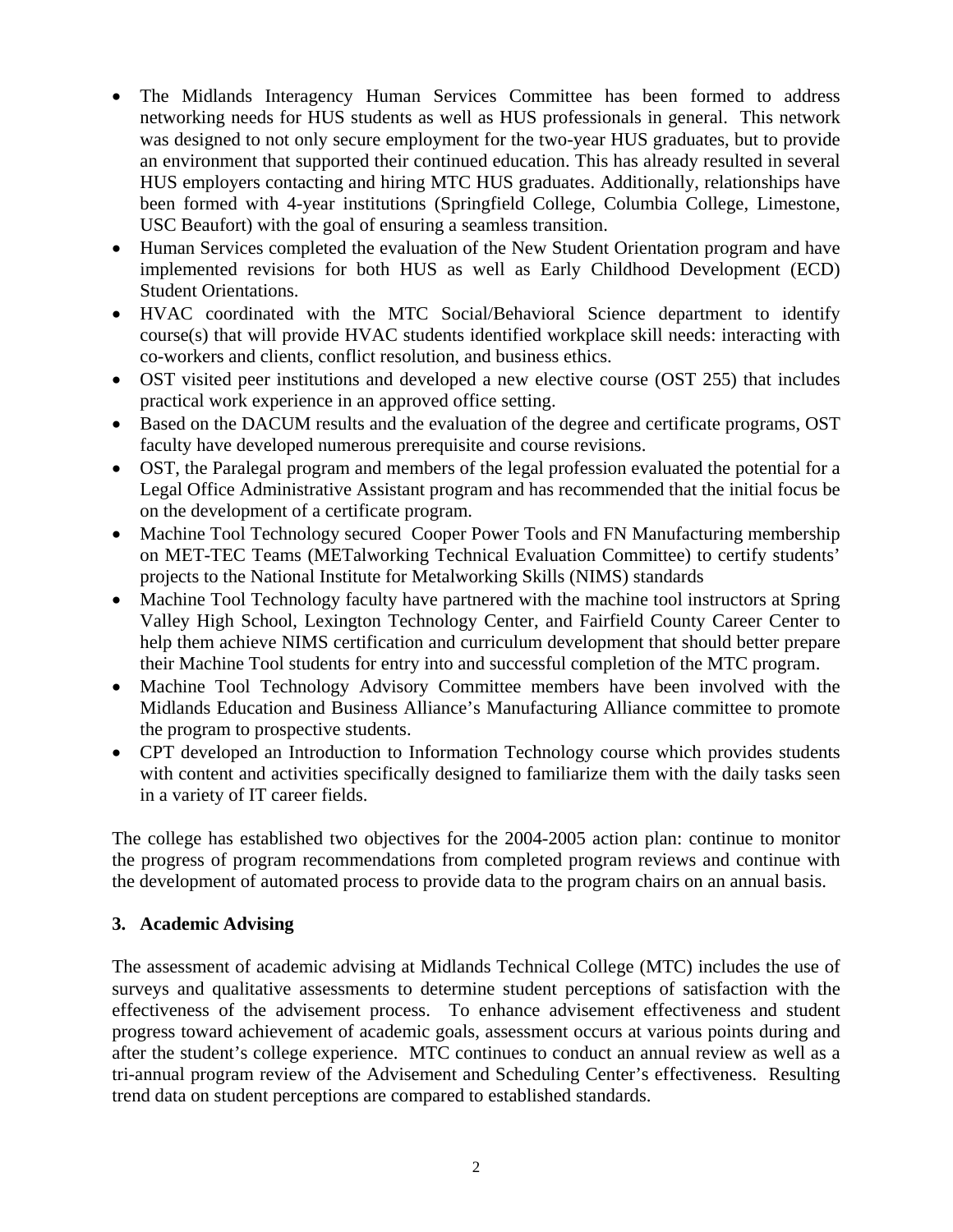- The Midlands Interagency Human Services Committee has been formed to address networking needs for HUS students as well as HUS professionals in general. This network was designed to not only secure employment for the two-year HUS graduates, but to provide an environment that supported their continued education. This has already resulted in several HUS employers contacting and hiring MTC HUS graduates. Additionally, relationships have been formed with 4-year institutions (Springfield College, Columbia College, Limestone, USC Beaufort) with the goal of ensuring a seamless transition.
- Human Services completed the evaluation of the New Student Orientation program and have implemented revisions for both HUS as well as Early Childhood Development (ECD) Student Orientations.
- HVAC coordinated with the MTC Social/Behavioral Science department to identify course(s) that will provide HVAC students identified workplace skill needs: interacting with co-workers and clients, conflict resolution, and business ethics.
- OST visited peer institutions and developed a new elective course (OST 255) that includes practical work experience in an approved office setting.
- Based on the DACUM results and the evaluation of the degree and certificate programs, OST faculty have developed numerous prerequisite and course revisions.
- OST, the Paralegal program and members of the legal profession evaluated the potential for a Legal Office Administrative Assistant program and has recommended that the initial focus be on the development of a certificate program.
- Machine Tool Technology secured Cooper Power Tools and FN Manufacturing membership on MET-TEC Teams (METalworking Technical Evaluation Committee) to certify students' projects to the National Institute for Metalworking Skills (NIMS) standards
- Machine Tool Technology faculty have partnered with the machine tool instructors at Spring Valley High School, Lexington Technology Center, and Fairfield County Career Center to help them achieve NIMS certification and curriculum development that should better prepare their Machine Tool students for entry into and successful completion of the MTC program.
- Machine Tool Technology Advisory Committee members have been involved with the Midlands Education and Business Alliance's Manufacturing Alliance committee to promote the program to prospective students.
- CPT developed an Introduction to Information Technology course which provides students with content and activities specifically designed to familiarize them with the daily tasks seen in a variety of IT career fields.

The college has established two objectives for the 2004-2005 action plan: continue to monitor the progress of program recommendations from completed program reviews and continue with the development of automated process to provide data to the program chairs on an annual basis.

### 3. Academic Advising

The assessment of academic advising at Midlands Technical College (MTC) includes the use of surveys and qualitative assessments to determine student perceptions of satisfaction with the effectiveness of the advisement process. To enhance advisement effectiveness and student progress toward achievement of academic goals, assessment occurs at various points during and after the student's college experience. MTC continues to conduct an annual review as well as a tri-annual program review of the Advisement and Scheduling Center's effectiveness. Resulting trend data on student perceptions are compared to established standards.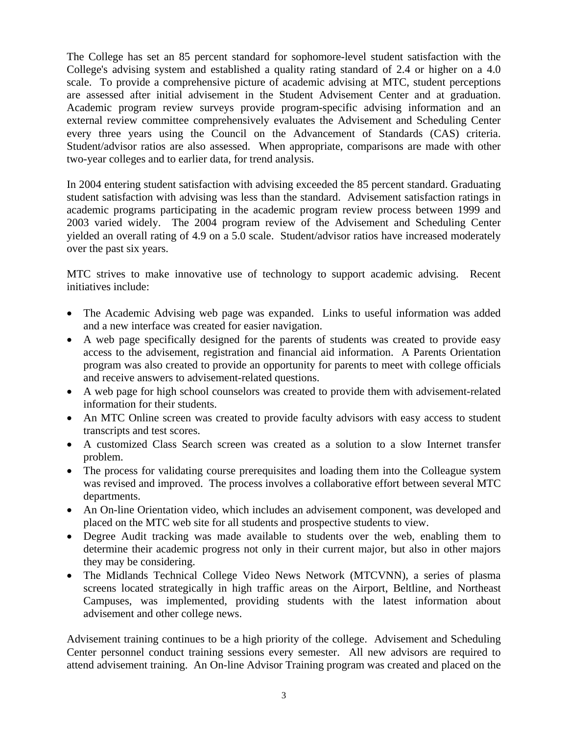The College has set an 85 percent standard for sophomore-level student satisfaction with the College's advising system and established a quality rating standard of 2.4 or higher on a 4.0 scale. To provide a comprehensive picture of academic advising at MTC, student perceptions are assessed after initial advisement in the Student Advisement Center and at graduation. Academic program review surveys provide program-specific advising information and an external review committee comprehensively evaluates the Advisement and Scheduling Center every three years using the Council on the Advancement of Standards (CAS) criteria. Student/advisor ratios are also assessed. When appropriate, comparisons are made with other two-year colleges and to earlier data, for trend analysis.

In 2004 entering student satisfaction with advising exceeded the 85 percent standard. Graduating student satisfaction with advising was less than the standard. Advisement satisfaction ratings in academic programs participating in the academic program review process between 1999 and 2003 varied widely. The 2004 program review of the Advisement and Scheduling Center yielded an overall rating of 4.9 on a 5.0 scale. Student/advisor ratios have increased moderately over the past six years.

MTC strives to make innovative use of technology to support academic advising. Recent initiatives include:

- The Academic Advising web page was expanded. Links to useful information was added and a new interface was created for easier navigation.
- A web page specifically designed for the parents of students was created to provide easy access to the advisement, registration and financial aid information. A Parents Orientation program was also created to provide an opportunity for parents to meet with college officials and receive answers to advisement-related questions.
- A web page for high school counselors was created to provide them with advisement-related information for their students.
- An MTC Online screen was created to provide faculty advisors with easy access to student transcripts and test scores.
- A customized Class Search screen was created as a solution to a slow Internet transfer problem.
- The process for validating course prerequisites and loading them into the Colleague system was revised and improved. The process involves a collaborative effort between several MTC departments.
- An On-line Orientation video, which includes an advisement component, was developed and placed on the MTC web site for all students and prospective students to view.
- Degree Audit tracking was made available to students over the web, enabling them to determine their academic progress not only in their current major, but also in other majors they may be considering.
- The Midlands Technical College Video News Network (MTCVNN), a series of plasma screens located strategically in high traffic areas on the Airport, Beltline, and Northeast Campuses, was implemented, providing students with the latest information about advisement and other college news.

Advisement training continues to be a high priority of the college. Advisement and Scheduling Center personnel conduct training sessions every semester. All new advisors are required to attend advisement training. An On-line Advisor Training program was created and placed on the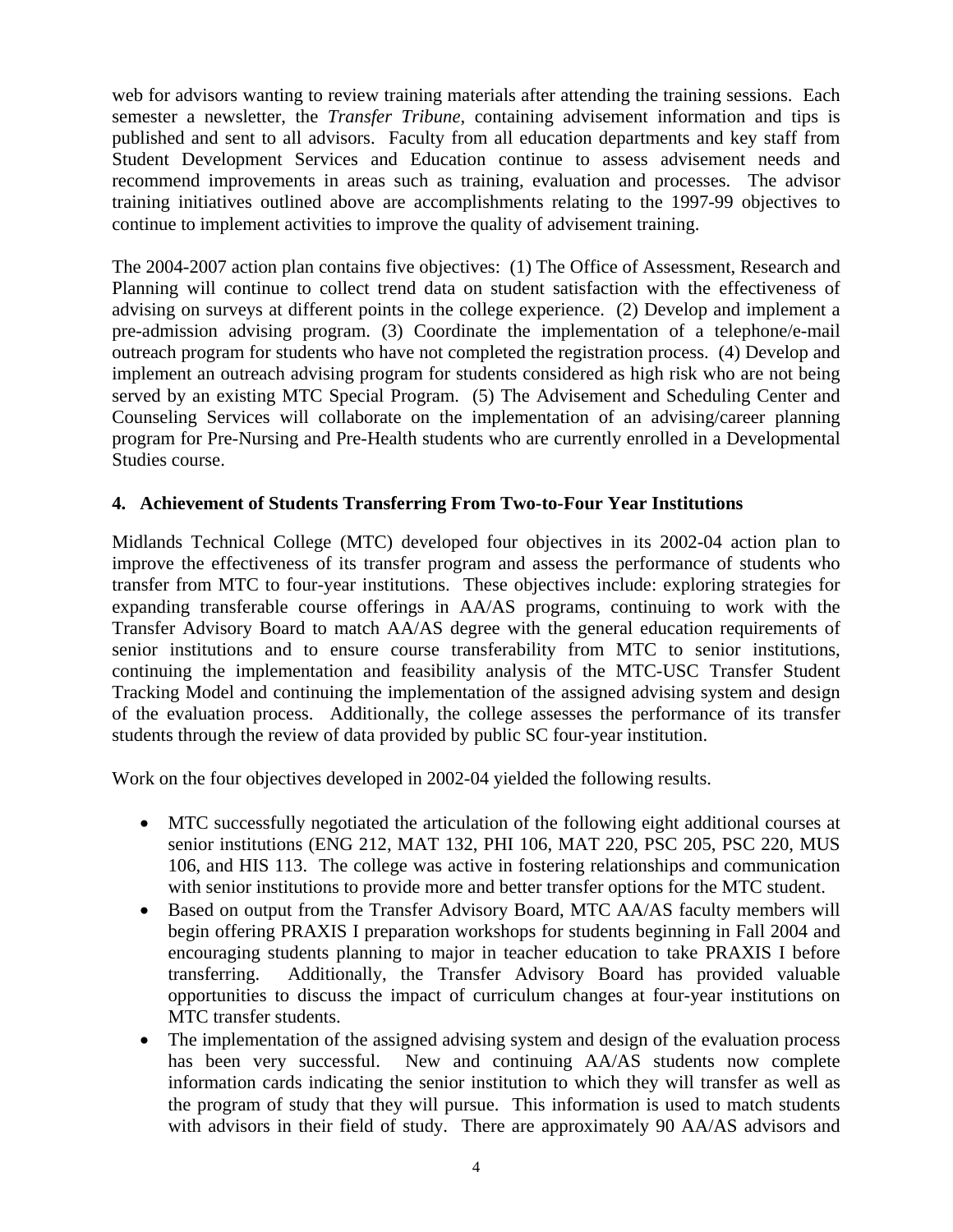web for advisors wanting to review training materials after attending the training sessions. Each semester a newsletter, the *Transfer Tribune*, containing advisement information and tips is published and sent to all advisors. Faculty from all education departments and key staff from Student Development Services and Education continue to assess advisement needs and recommend improvements in areas such as training, evaluation and processes. The advisor training initiatives outlined above are accomplishments relating to the 1997-99 objectives to continue to implement activities to improve the quality of advisement training.

The 2004-2007 action plan contains five objectives: (1) The Office of Assessment, Research and Planning will continue to collect trend data on student satisfaction with the effectiveness of advising on surveys at different points in the college experience. (2) Develop and implement a pre-admission advising program. (3) Coordinate the implementation of a telephone/e-mail outreach program for students who have not completed the registration process. (4) Develop and implement an outreach advising program for students considered as high risk who are not being served by an existing MTC Special Program. (5) The Advisement and Scheduling Center and Counseling Services will collaborate on the implementation of an advising/career planning program for Pre-Nursing and Pre-Health students who are currently enrolled in a Developmental Studies course.

**4. Achievement of Students Transferring From Two-to-Four Year Institutions**

Midlands Technical College (MTC) developed four objectives in its 2002-04 action plan to improve the effectiveness of its transfer program and assess the performance of students who transfer from MTC to four-year institutions. These objectives include: exploring strategies for expanding transferable course offerings in AA/AS programs, continuing to work with the Transfer Advisory Board to match AA/AS degree with the general education requirements of senior institutions and to ensure course transferability from MTC to senior institutions, continuing the implementation and feasibility analysis of the MTC-USC Transfer Student Tracking Model and continuing the implementation of the assigned advising system and design of the evaluation process. Additionally, the college assesses the performance of its transfer students through the review of data provided by public SC four-year institution.

Work on the four objectives developed in 2002-04 yielded the following results.

- MTC successfully negotiated the articulation of the following eight additional courses at senior institutions (ENG 212, MAT 132, PHI 106, MAT 220, PSC 205, PSC 220, MUS 106, and HIS 113. The college was active in fostering relationships and communication with senior institutions to provide more and better transfer options for the MTC student.
- Based on output from the Transfer Advisory Board, MTC AA/AS faculty members will begin offering PRAXIS I preparation workshops for students beginning in Fall 2004 and encouraging students planning to major in teacher education to take PRAXIS I before transferring. Additionally, the Transfer Advisory Board has provided valuable opportunities to discuss the impact of curriculum changes at four-year institutions on MTC transfer students.
- The implementation of the assigned advising system and design of the evaluation process has been very successful. New and continuing AA/AS students now complete information cards indicating the senior institution to which they will transfer as well as the program of study that they will pursue. This information is used to match students with advisors in their field of study. There are approximately 90 AA/AS advisors and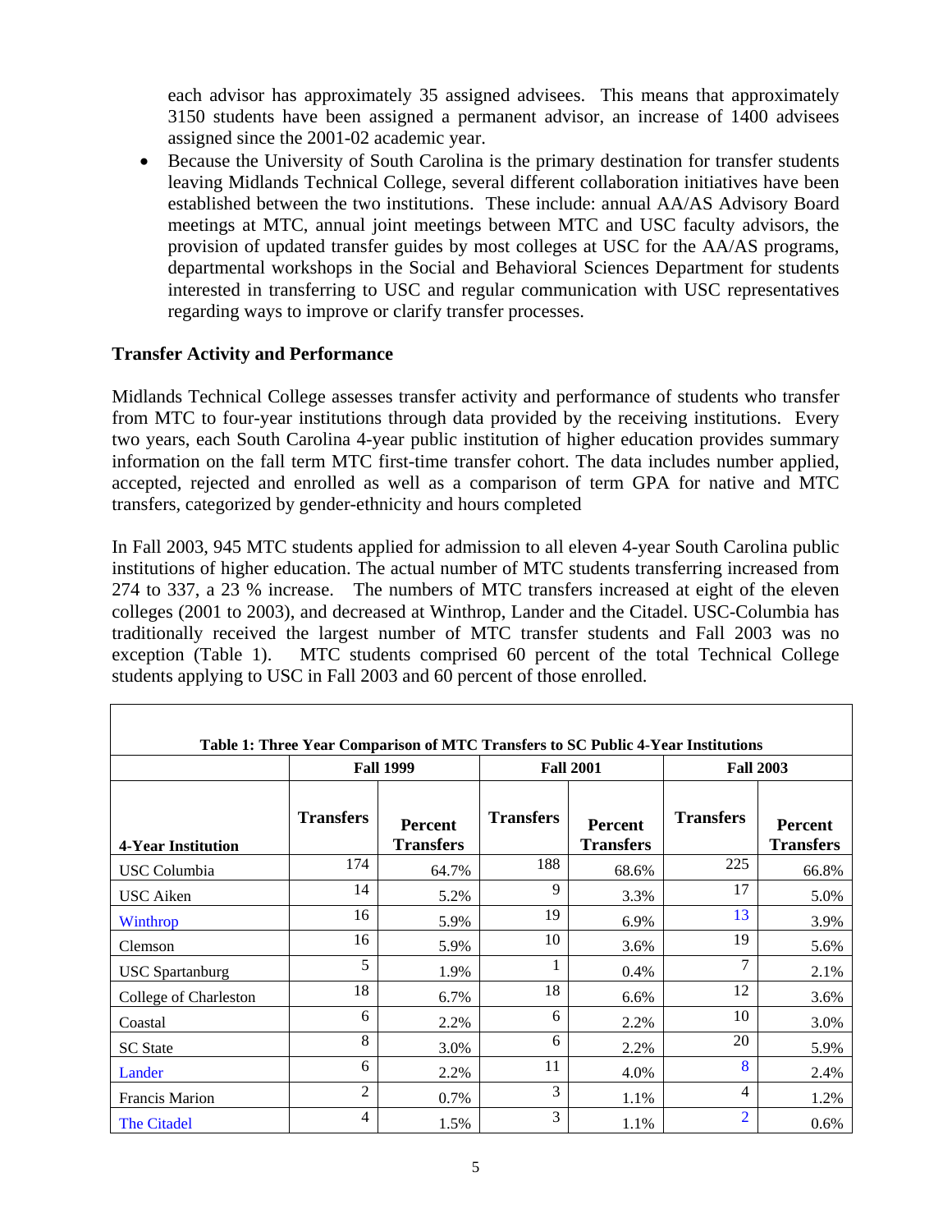each advisor has approximately 35 assigned advisees. This means that approximately 3150 students have been assigned a permanent advisor, an increase of 1400 advisees assigned since the 2001-02 academic year.

- Because the University of South Carolina is the primary destination for transfer students leaving Midlands Technical College, several different collaboration initiatives have been established between the two institutions. These include: annual AA/AS Advisory Board meetings at MTC, annual joint meetings between MTC and USC faculty advisors, the provision of updated transfer guides by most colleges at USC for the AA/AS programs, departmental workshops in the Social and Behavioral Sciences Department for students interested in transferring to USC and regular communication with USC representatives regarding ways to improve or clarify transfer processes.

### Transfer Activity and Performance

Midlands Technical College assesses transfer activity and performance of students who transfer from MTC to four-year institutions through data provided by the receiving institutions. Every two years, each South Carolina 4-year public institution of higher education provides summary information on the fall term MTC first-time transfer cohort. The data includes number applied, accepted, rejected and enrolled as well as a comparison of term GPA for native and MTC transfers, categorized by gender-ethnicity and hours completed

In Fall 2003, 945 MTC students applied for admission to all eleven 4-year South Carolina public institutions of higher education. The actual number of MTC students transferring increased from 274 to 337, a 23 % increase. The numbers of MTC transfers increased at eight of the eleven colleges (2001 to 2003), and decreased at Winthrop, Lander and the Citadel. USC-Columbia has traditionally received the largest number of MTC transfer students and Fall 2003 was no exception (Table 1). MTC students comprised 60 percent of the total Technical College students applying to USC in Fall 2003 and 60 percent of those enrolled.

**Table 1: Three Year Comparison of MTC Transfers to SC Public 4-Year Institutions**

| | Fall 1999 | | Fall 2001 | | Fall 2003 | |
|---|---|---|---|---|---|---|
| **4-Year Institution** | **Transfers** | **Percent Transfers** | **Transfers** | **Percent Transfers** | **Transfers** | **Percent Transfers** |
| USC Columbia | 174 | 64.7% | 188 | 68.6% | 225 | 66.8% |
| USC Aiken | 14 | 5.2% | 9 | 3.3% | 17 | 5.0% |
| Winthrop | 16 | 5.9% | 19 | 6.9% | 13 | 3.9% |
| Clemson | 16 | 5.9% | 10 | 3.6% | 19 | 5.6% |
| USC Spartanburg | 5 | 1.9% | 1 | 0.4% | 7 | 2.1% |
| College of Charleston | 18 | 6.7% | 18 | 6.6% | 12 | 3.6% |
| Coastal | 6 | 2.2% | 6 | 2.2% | 10 | 3.0% |
| SC State | 8 | 3.0% | 6 | 2.2% | 20 | 5.9% |
| Lander | 6 | 2.2% | 11 | 4.0% | 8 | 2.4% |
| Francis Marion | 2 | 0.7% | 3 | 1.1% | 4 | 1.2% |
| The Citadel | 4 | 1.5% | 3 | 1.1% | 2 | 0.6% |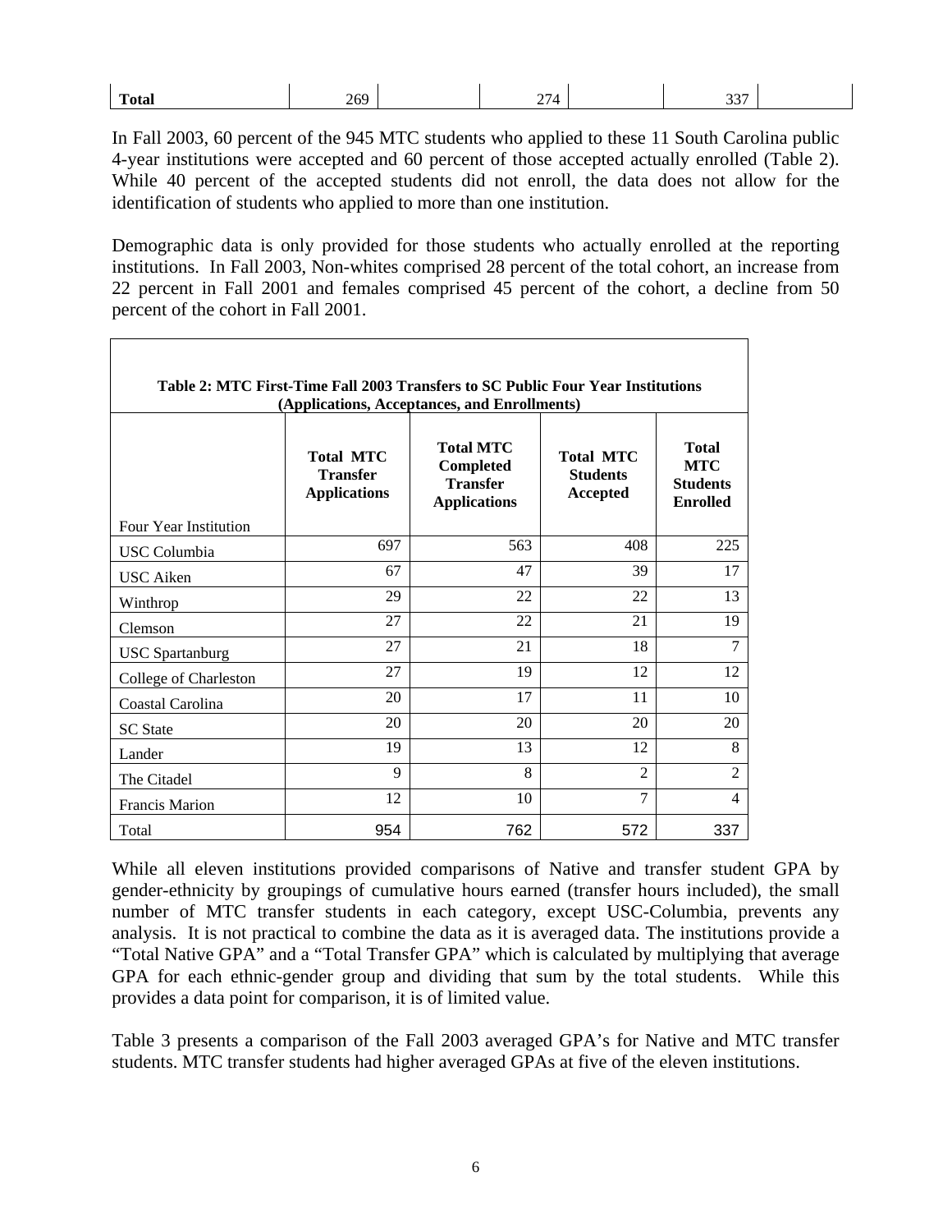| **Total** | 269 | | 274 | | 337 | |
|---|---|---|---|---|---|---|

In Fall 2003, 60 percent of the 945 MTC students who applied to these 11 South Carolina public 4-year institutions were accepted and 60 percent of those accepted actually enrolled (Table 2). While 40 percent of the accepted students did not enroll, the data does not allow for the identification of students who applied to more than one institution.

Demographic data is only provided for those students who actually enrolled at the reporting institutions. In Fall 2003, Non-whites comprised 28 percent of the total cohort, an increase from 22 percent in Fall 2001 and females comprised 45 percent of the cohort, a decline from 50 percent of the cohort in Fall 2001.

**Table 2: MTC First-Time Fall 2003 Transfers to SC Public Four Year Institutions (Applications, Acceptances, and Enrollments)**

| Four Year Institution | **Total MTC Transfer Applications** | **Total MTC Completed Transfer Applications** | **Total MTC Students Accepted** | **Total MTC Students Enrolled** |
|---|---|---|---|---|
| USC Columbia | 697 | 563 | 408 | 225 |
| USC Aiken | 67 | 47 | 39 | 17 |
| Winthrop | 29 | 22 | 22 | 13 |
| Clemson | 27 | 22 | 21 | 19 |
| USC Spartanburg | 27 | 21 | 18 | 7 |
| College of Charleston | 27 | 19 | 12 | 12 |
| Coastal Carolina | 20 | 17 | 11 | 10 |
| SC State | 20 | 20 | 20 | 20 |
| Lander | 19 | 13 | 12 | 8 |
| The Citadel | 9 | 8 | 2 | 2 |
| Francis Marion | 12 | 10 | 7 | 4 |
| Total | 954 | 762 | 572 | 337 |

While all eleven institutions provided comparisons of Native and transfer student GPA by gender-ethnicity by groupings of cumulative hours earned (transfer hours included), the small number of MTC transfer students in each category, except USC-Columbia, prevents any analysis. It is not practical to combine the data as it is averaged data. The institutions provide a "Total Native GPA" and a "Total Transfer GPA" which is calculated by multiplying that average GPA for each ethnic-gender group and dividing that sum by the total students. While this provides a data point for comparison, it is of limited value.

Table 3 presents a comparison of the Fall 2003 averaged GPA's for Native and MTC transfer students. MTC transfer students had higher averaged GPAs at five of the eleven institutions.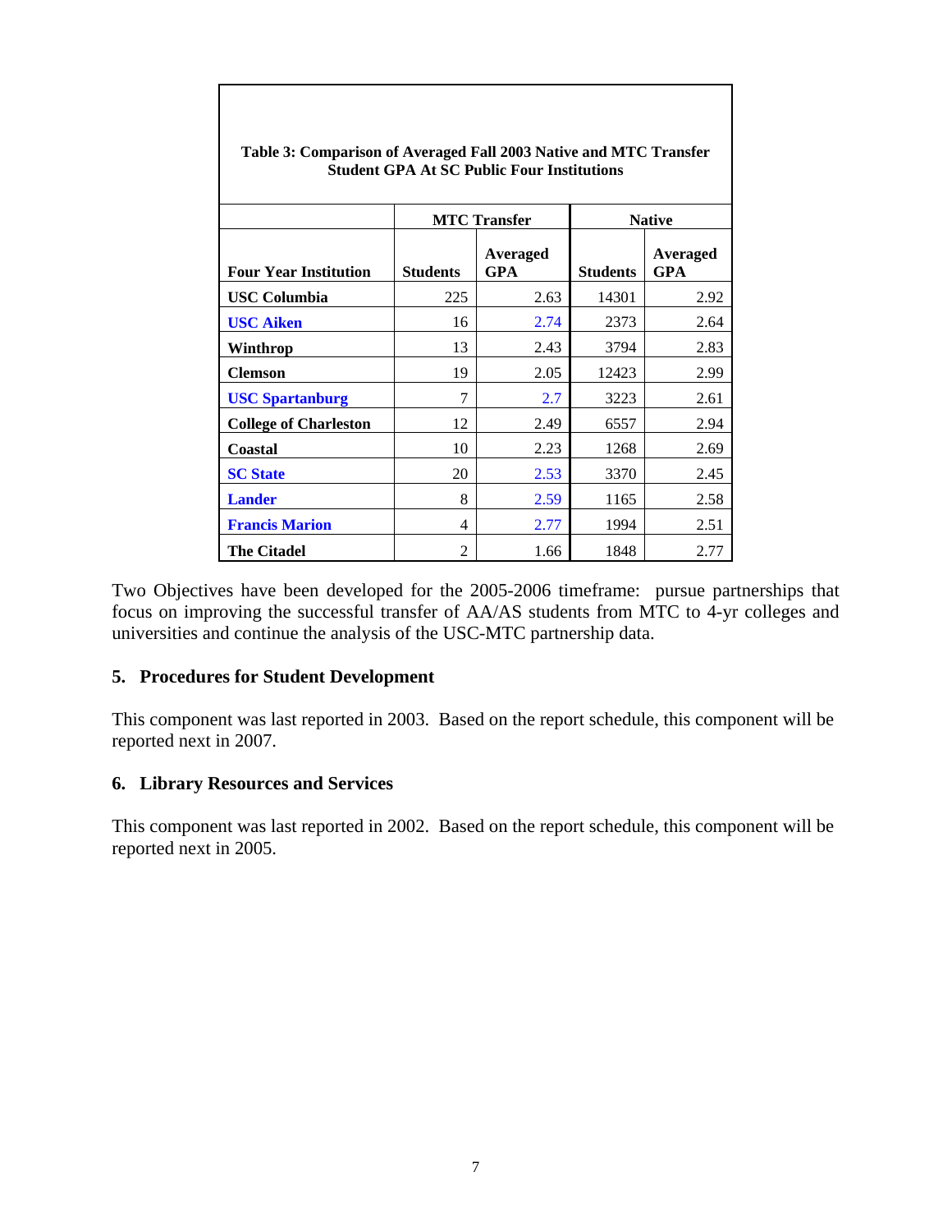**Table 3: Comparison of Averaged Fall 2003 Native and MTC Transfer Student GPA At SC Public Four Institutions**

| | MTC Transfer | | Native | |
|---|---|---|---|---|
| **Four Year Institution** | **Students** | **Averaged GPA** | **Students** | **Averaged GPA** |
| **USC Columbia** | 225 | 2.63 | 14301 | 2.92 |
| **USC Aiken** | 16 | 2.74 | 2373 | 2.64 |
| **Winthrop** | 13 | 2.43 | 3794 | 2.83 |
| **Clemson** | 19 | 2.05 | 12423 | 2.99 |
| **USC Spartanburg** | 7 | 2.7 | 3223 | 2.61 |
| **College of Charleston** | 12 | 2.49 | 6557 | 2.94 |
| **Coastal** | 10 | 2.23 | 1268 | 2.69 |
| **SC State** | 20 | 2.53 | 3370 | 2.45 |
| **Lander** | 8 | 2.59 | 1165 | 2.58 |
| **Francis Marion** | 4 | 2.77 | 1994 | 2.51 |
| **The Citadel** | 2 | 1.66 | 1848 | 2.77 |

Two Objectives have been developed for the 2005-2006 timeframe: pursue partnerships that focus on improving the successful transfer of AA/AS students from MTC to 4-yr colleges and universities and continue the analysis of the USC-MTC partnership data.

## 5. Procedures for Student Development

This component was last reported in 2003. Based on the report schedule, this component will be reported next in 2007.

## 6. Library Resources and Services

This component was last reported in 2002. Based on the report schedule, this component will be reported next in 2005.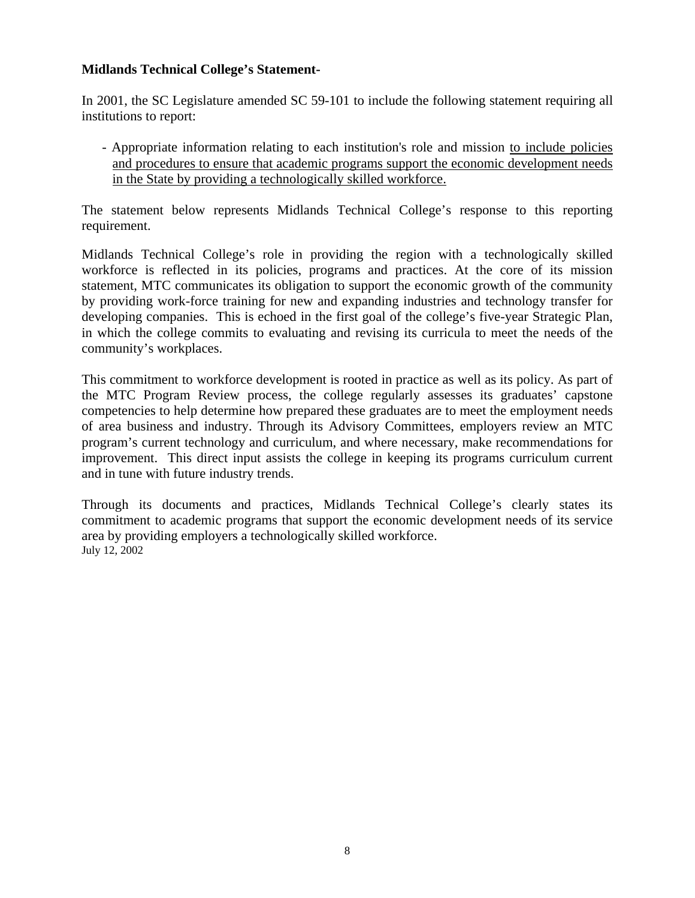**Midlands Technical College's Statement-**

In 2001, the SC Legislature amended SC 59-101 to include the following statement requiring all institutions to report:

- Appropriate information relating to each institution's role and mission <u>to include policies and procedures to ensure that academic programs support the economic development needs in the State by providing a technologically skilled workforce.</u>

The statement below represents Midlands Technical College's response to this reporting requirement.

Midlands Technical College's role in providing the region with a technologically skilled workforce is reflected in its policies, programs and practices. At the core of its mission statement, MTC communicates its obligation to support the economic growth of the community by providing work-force training for new and expanding industries and technology transfer for developing companies. This is echoed in the first goal of the college's five-year Strategic Plan, in which the college commits to evaluating and revising its curricula to meet the needs of the community's workplaces.

This commitment to workforce development is rooted in practice as well as its policy. As part of the MTC Program Review process, the college regularly assesses its graduates' capstone competencies to help determine how prepared these graduates are to meet the employment needs of area business and industry. Through its Advisory Committees, employers review an MTC program's current technology and curriculum, and where necessary, make recommendations for improvement. This direct input assists the college in keeping its programs curriculum current and in tune with future industry trends.

Through its documents and practices, Midlands Technical College's clearly states its commitment to academic programs that support the economic development needs of its service area by providing employers a technologically skilled workforce.

July 12, 2002